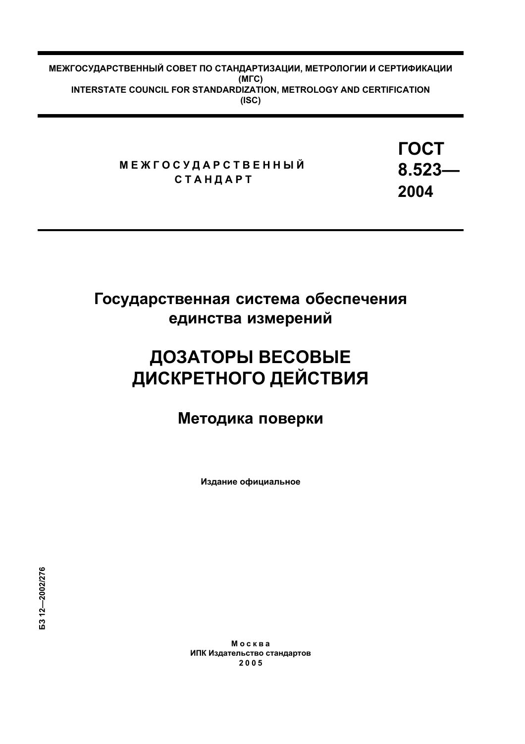**МЕЖГОСУДАРСТВЕННЫЙ СОВЕТ ПО СТАНДАРТИЗАЦИИ, МЕТРОЛОГИИ И СЕРТИФИКАЦИИ (МГС)**
**INTERSTATE COUNCIL FOR STANDARDIZATION, METROLOGY AND CERTIFICATION (ISC)**

**МЕЖГОСУДАРСТВЕННЫЙ СТАНДАРТ**

**ГОСТ 8.523—2004**

## Государственная система обеспечения единства измерений

# ДОЗАТОРЫ ВЕСОВЫЕ ДИСКРЕТНОГО ДЕЙСТВИЯ

## Методика поверки

**Издание официальное**

**БЗ 12—2002/276**

**Москва**
**ИПК Издательство стандартов**
**2005**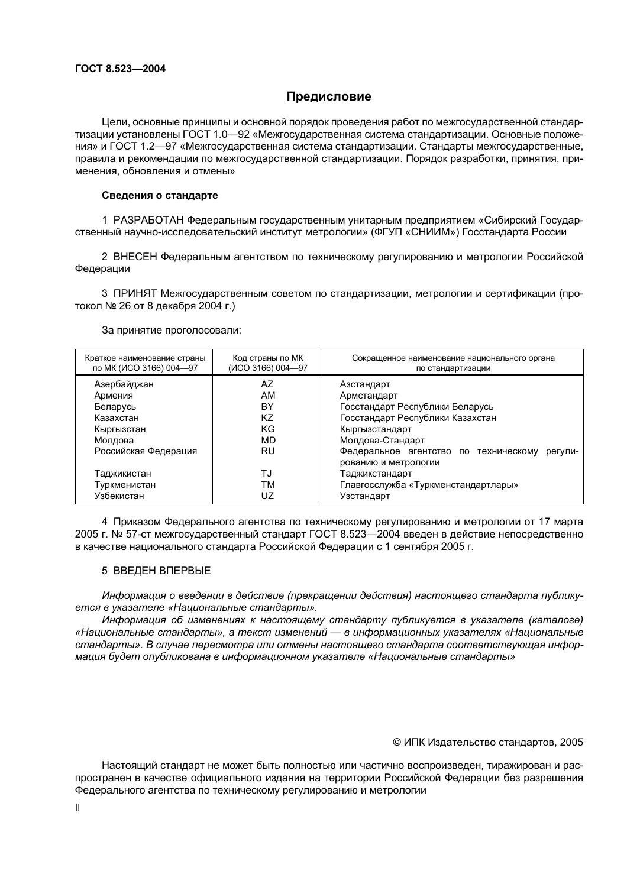## Предисловие

Цели, основные принципы и основной порядок проведения работ по межгосударственной стандартизации установлены ГОСТ 1.0—92 «Межгосударственная система стандартизации. Основные положения» и ГОСТ 1.2—97 «Межгосударственная система стандартизации. Стандарты межгосударственные, правила и рекомендации по межгосударственной стандартизации. Порядок разработки, принятия, применения, обновления и отмены»

### Сведения о стандарте

1 РАЗРАБОТАН Федеральным государственным унитарным предприятием «Сибирский Государственный научно-исследовательский институт метрологии» (ФГУП «СНИИМ») Госстандарта России

2 ВНЕСЕН Федеральным агентством по техническому регулированию и метрологии Российской Федерации

3 ПРИНЯТ Межгосударственным советом по стандартизации, метрологии и сертификации (протокол № 26 от 8 декабря 2004 г.)

За принятие проголосовали:

| Краткое наименование страны по МК (ИСО 3166) 004—97 | Код страны по МК (ИСО 3166) 004—97 | Сокращенное наименование национального органа по стандартизации |
|---|---|---|
| Азербайджан | AZ | Азстандарт |
| Армения | AM | Армстандарт |
| Беларусь | BY | Госстандарт Республики Беларусь |
| Казахстан | KZ | Госстандарт Республики Казахстан |
| Кыргызстан | KG | Кыргызстандарт |
| Молдова | MD | Молдова-Стандарт |
| Российская Федерация | RU | Федеральное агентство по техническому регулированию и метрологии |
| Таджикистан | TJ | Таджикстандарт |
| Туркменистан | TM | Главгосслужба «Туркменстандартлары» |
| Узбекистан | UZ | Узстандарт |

4 Приказом Федерального агентства по техническому регулированию и метрологии от 17 марта 2005 г. № 57-ст межгосударственный стандарт ГОСТ 8.523—2004 введен в действие непосредственно в качестве национального стандарта Российской Федерации с 1 сентября 2005 г.

5 ВВЕДЕН ВПЕРВЫЕ

*Информация о введении в действие (прекращении действия) настоящего стандарта публикуется в указателе «Национальные стандарты».*

*Информация об изменениях к настоящему стандарту публикуется в указателе (каталоге) «Национальные стандарты», а текст изменений — в информационных указателях «Национальные стандарты». В случае пересмотра или отмены настоящего стандарта соответствующая информация будет опубликована в информационном указателе «Национальные стандарты»*

© ИПК Издательство стандартов, 2005

Настоящий стандарт не может быть полностью или частично воспроизведен, тиражирован и распространен в качестве официального издания на территории Российской Федерации без разрешения Федерального агентства по техническому регулированию и метрологии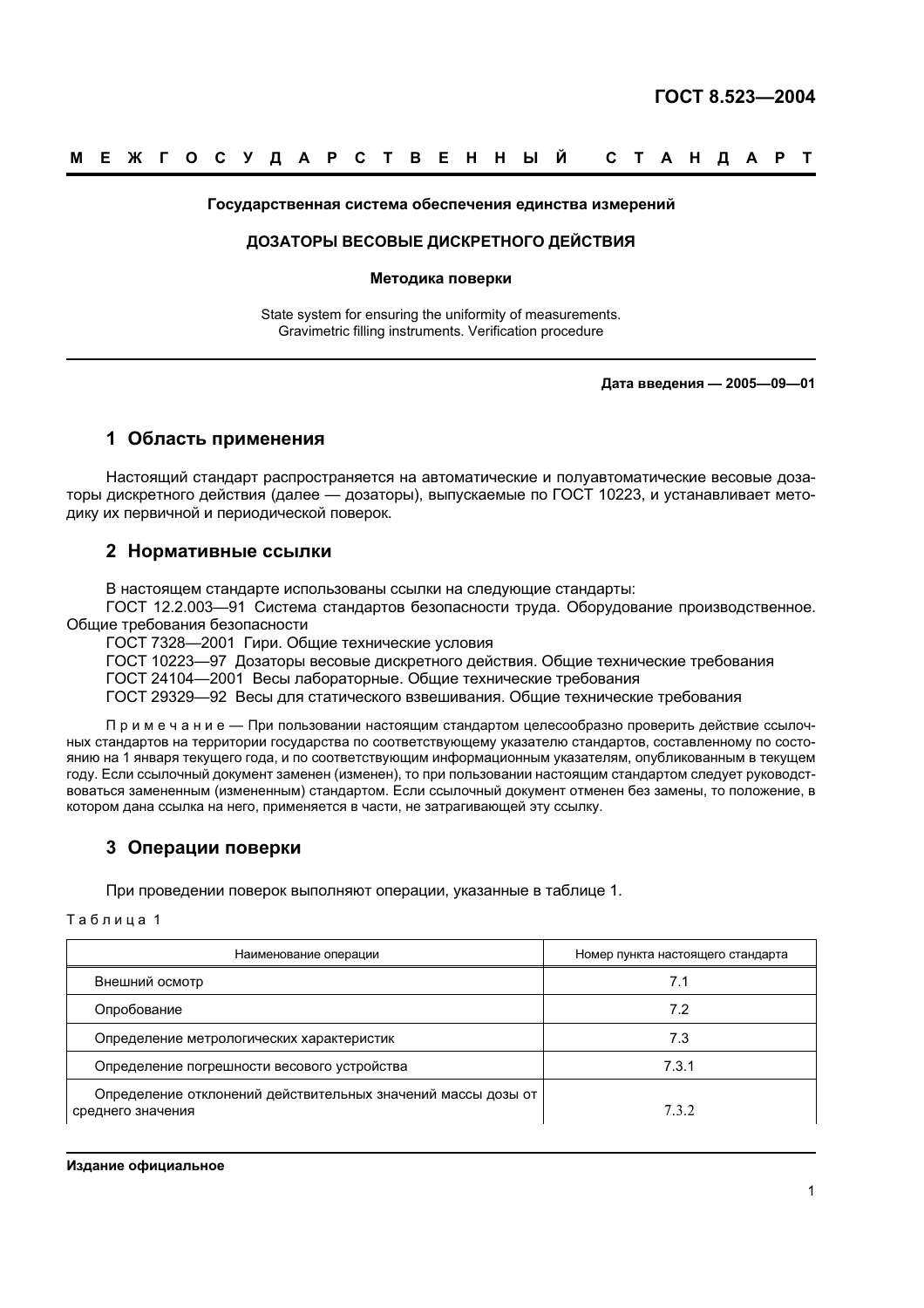# ГОСТ 8.523—2004

**МЕЖГОСУДАРСТВЕННЫЙ СТАНДАРТ**

**Государственная система обеспечения единства измерений**

**ДОЗАТОРЫ ВЕСОВЫЕ ДИСКРЕТНОГО ДЕЙСТВИЯ**

**Методика поверки**

State system for ensuring the uniformity of measurements.
Gravimetric filling instruments. Verification procedure

**Дата введения — 2005—09—01**

## 1 Область применения

Настоящий стандарт распространяется на автоматические и полуавтоматические весовые дозаторы дискретного действия (далее — дозаторы), выпускаемые по ГОСТ 10223, и устанавливает методику их первичной и периодической поверок.

## 2 Нормативные ссылки

В настоящем стандарте использованы ссылки на следующие стандарты:

ГОСТ 12.2.003—91 Система стандартов безопасности труда. Оборудование производственное. Общие требования безопасности

ГОСТ 7328—2001 Гири. Общие технические условия

ГОСТ 10223—97 Дозаторы весовые дискретного действия. Общие технические требования

ГОСТ 24104—2001 Весы лабораторные. Общие технические требования

ГОСТ 29329—92 Весы для статического взвешивания. Общие технические требования

Примечание — При пользовании настоящим стандартом целесообразно проверить действие ссылочных стандартов на территории государства по соответствующему указателю стандартов, составленному по состоянию на 1 января текущего года, и по соответствующим информационным указателям, опубликованным в текущем году. Если ссылочный документ заменен (изменен), то при пользовании настоящим стандартом следует руководствоваться замененным (измененным) стандартом. Если ссылочный документ отменен без замены, то положение, в котором дана ссылка на него, применяется в части, не затрагивающей эту ссылку.

## 3 Операции поверки

При проведении поверок выполняют операции, указанные в таблице 1.

Таблица 1

| Наименование операции | Номер пункта настоящего стандарта |
|---|---|
| Внешний осмотр | 7.1 |
| Опробование | 7.2 |
| Определение метрологических характеристик | 7.3 |
| Определение погрешности весового устройства | 7.3.1 |
| Определение отклонений действительных значений массы дозы от среднего значения | 7.3.2 |

**Издание официальное**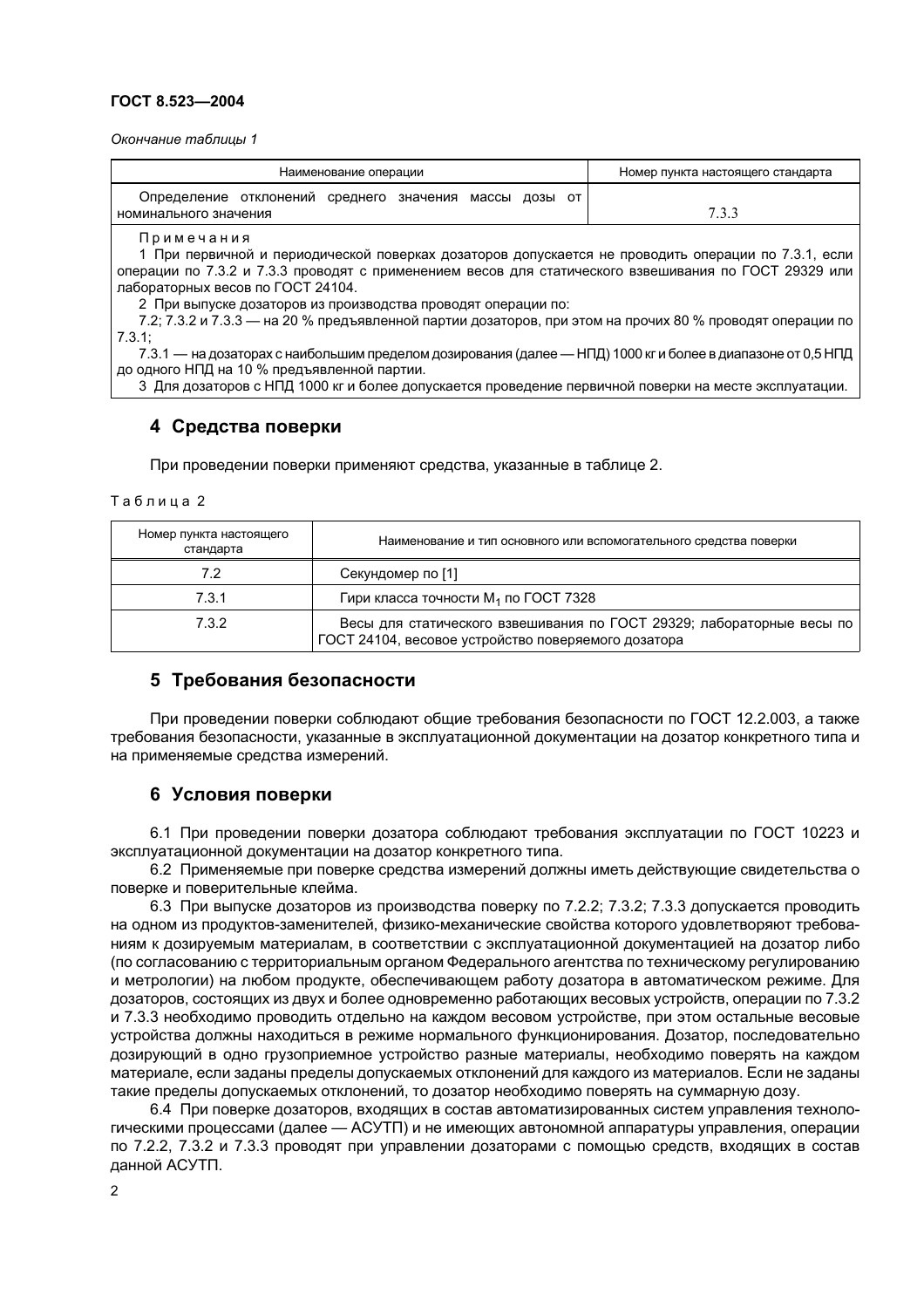*Окончание таблицы 1*

| Наименование операции | Номер пункта настоящего стандарта |
|---|---|
| Определение отклонений среднего значения массы дозы от номинального значения | 7.3.3 |

Примечания

1 При первичной и периодической поверках дозаторов допускается не проводить операции по 7.3.1, если операции по 7.3.2 и 7.3.3 проводят с применением весов для статического взвешивания по ГОСТ 29329 или лабораторных весов по ГОСТ 24104.

2 При выпуске дозаторов из производства проводят операции по:

7.2; 7.3.2 и 7.3.3 — на 20 % предъявленной партии дозаторов, при этом на прочих 80 % проводят операции по 7.3.1;

7.3.1 — на дозаторах с наибольшим пределом дозирования (далее — НПД) 1000 кг и более в диапазоне от 0,5 НПД до одного НПД на 10 % предъявленной партии.

3 Для дозаторов с НПД 1000 кг и более допускается проведение первичной поверки на месте эксплуатации.

## 4 Средства поверки

При проведении поверки применяют средства, указанные в таблице 2.

Таблица 2

| Номер пункта настоящего стандарта | Наименование и тип основного или вспомогательного средства поверки |
|---|---|
| 7.2 | Секундомер по [1] |
| 7.3.1 | Гири класса точности $M_1$ по ГОСТ 7328 |
| 7.3.2 | Весы для статического взвешивания по ГОСТ 29329; лабораторные весы по ГОСТ 24104, весовое устройство поверяемого дозатора |

## 5 Требования безопасности

При проведении поверки соблюдают общие требования безопасности по ГОСТ 12.2.003, а также требования безопасности, указанные в эксплуатационной документации на дозатор конкретного типа и на применяемые средства измерений.

## 6 Условия поверки

6.1 При проведении поверки дозатора соблюдают требования эксплуатации по ГОСТ 10223 и эксплуатационной документации на дозатор конкретного типа.

6.2 Применяемые при поверке средства измерений должны иметь действующие свидетельства о поверке и поверительные клейма.

6.3 При выпуске дозаторов из производства поверку по 7.2.2; 7.3.2; 7.3.3 допускается проводить на одном из продуктов-заменителей, физико-механические свойства которого удовлетворяют требованиям к дозируемым материалам, в соответствии с эксплуатационной документацией на дозатор либо (по согласованию с территориальным органом Федерального агентства по техническому регулированию и метрологии) на любом продукте, обеспечивающем работу дозатора в автоматическом режиме. Для дозаторов, состоящих из двух и более одновременно работающих весовых устройств, операции по 7.3.2 и 7.3.3 необходимо проводить отдельно на каждом весовом устройстве, при этом остальные весовые устройства должны находиться в режиме нормального функционирования. Дозатор, последовательно дозирующий в одно грузоприемное устройство разные материалы, необходимо поверять на каждом материале, если заданы пределы допускаемых отклонений для каждого из материалов. Если не заданы такие пределы допускаемых отклонений, то дозатор необходимо поверять на суммарную дозу.

6.4 При поверке дозаторов, входящих в состав автоматизированных систем управления технологическими процессами (далее — АСУТП) и не имеющих автономной аппаратуры управления, операции по 7.2.2, 7.3.2 и 7.3.3 проводят при управлении дозаторами с помощью средств, входящих в состав данной АСУТП.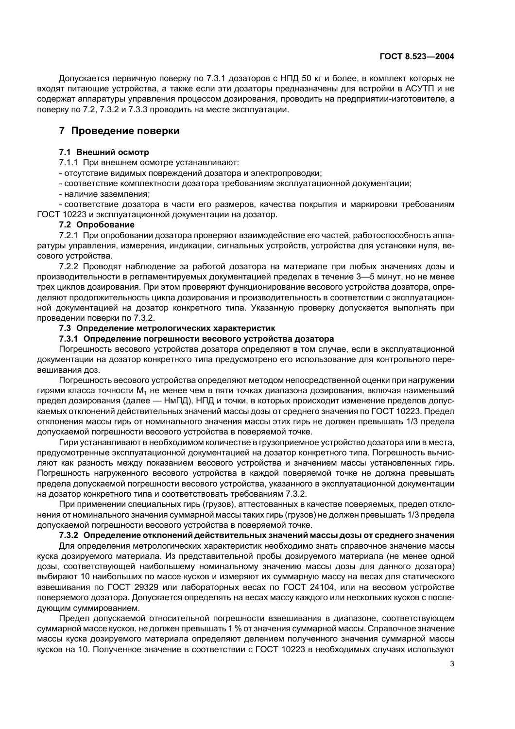Допускается первичную поверку по 7.3.1 дозаторов с НПД 50 кг и более, в комплект которых не входят питающие устройства, а также если эти дозаторы предназначены для встройки в АСУТП и не содержат аппаратуры управления процессом дозирования, проводить на предприятии-изготовителе, а поверку по 7.2, 7.3.2 и 7.3.3 проводить на месте эксплуатации.

## 7 Проведение поверки

**7.1 Внешний осмотр**

7.1.1 При внешнем осмотре устанавливают:

- отсутствие видимых повреждений дозатора и электропроводки;
- соответствие комплектности дозатора требованиям эксплуатационной документации;
- наличие заземления;
- соответствие дозатора в части его размеров, качества покрытия и маркировки требованиям ГОСТ 10223 и эксплуатационной документации на дозатор.

**7.2 Опробование**

7.2.1 При опробовании дозатора проверяют взаимодействие его частей, работоспособность аппаратуры управления, измерения, индикации, сигнальных устройств, устройства для установки нуля, весового устройства.

7.2.2 Проводят наблюдение за работой дозатора на материале при любых значениях дозы и производительности в регламентируемых документацией пределах в течение 3—5 минут, но не менее трех циклов дозирования. При этом проверяют функционирование весового устройства дозатора, определяют продолжительность цикла дозирования и производительность в соответствии с эксплуатационной документацией на дозатор конкретного типа. Указанную проверку допускается выполнять при проведении поверки по 7.3.2.

**7.3 Определение метрологических характеристик**

**7.3.1 Определение погрешности весового устройства дозатора**

Погрешность весового устройства дозатора определяют в том случае, если в эксплуатационной документации на дозатор конкретного типа предусмотрено его использование для контрольного перевешивания доз.

Погрешность весового устройства определяют методом непосредственной оценки при нагружении гирями класса точности $M_1$ не менее чем в пяти точках диапазона дозирования, включая наименьший предел дозирования (далее — НмПД), НПД и точки, в которых происходит изменение пределов допускаемых отклонений действительных значений массы дозы от среднего значения по ГОСТ 10223. Предел отклонения массы гирь от номинального значения массы этих гирь не должен превышать 1/3 предела допускаемой погрешности весового устройства в поверяемой точке.

Гири устанавливают в необходимом количестве в грузоприемное устройство дозатора или в места, предусмотренные эксплуатационной документацией на дозатор конкретного типа. Погрешность вычисляют как разность между показанием весового устройства и значением массы установленных гирь. Погрешность нагруженного весового устройства в каждой поверяемой точке не должна превышать предела допускаемой погрешности весового устройства, указанного в эксплуатационной документации на дозатор конкретного типа и соответствовать требованиям 7.3.2.

При применении специальных гирь (грузов), аттестованных в качестве поверяемых, предел отклонения от номинального значения суммарной массы таких гирь (грузов) не должен превышать 1/3 предела допускаемой погрешности весового устройства в поверяемой точке.

**7.3.2 Определение отклонений действительных значений массы дозы от среднего значения**

Для определения метрологических характеристик необходимо знать справочное значение массы куска дозируемого материала. Из представительной пробы дозируемого материала (не менее одной дозы, соответствующей наибольшему номинальному значению массы дозы для данного дозатора) выбирают 10 наибольших по массе кусков и измеряют их суммарную массу на весах для статического взвешивания по ГОСТ 29329 или лабораторных весах по ГОСТ 24104, или на весовом устройстве поверяемого дозатора. Допускается определять на весах массу каждого или нескольких кусков с последующим суммированием.

Предел допускаемой относительной погрешности взвешивания в диапазоне, соответствующем суммарной массе кусков, не должен превышать 1 % от значения суммарной массы. Справочное значение массы куска дозируемого материала определяют делением полученного значения суммарной массы кусков на 10. Полученное значение в соответствии с ГОСТ 10223 в необходимых случаях используют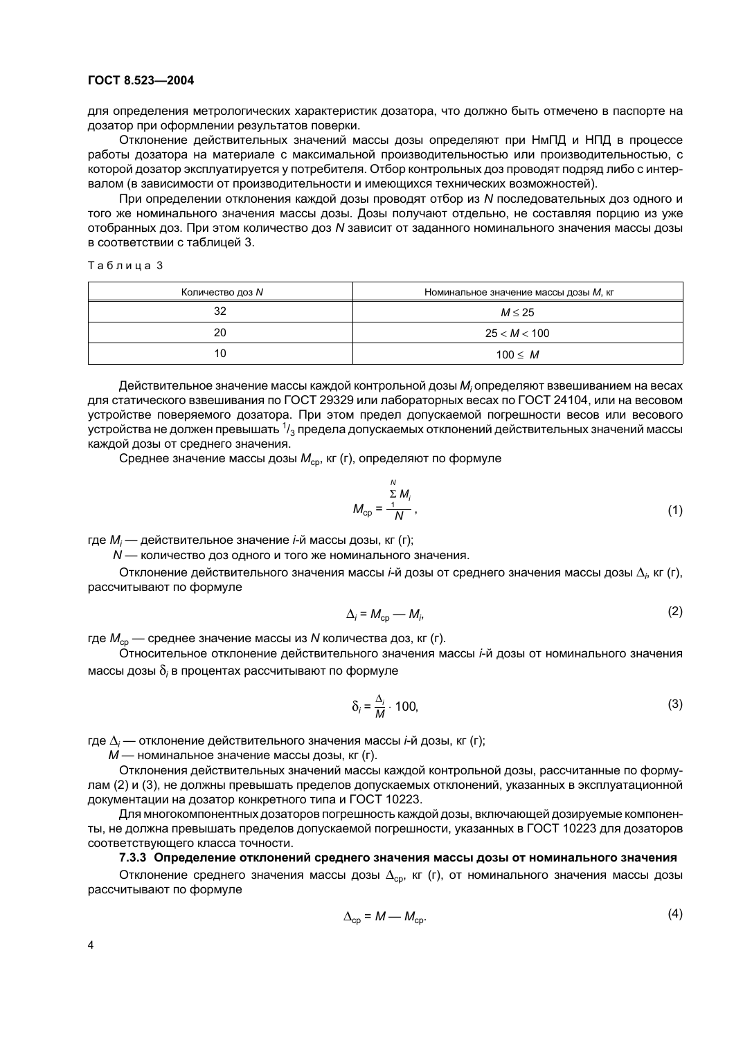для определения метрологических характеристик дозатора, что должно быть отмечено в паспорте на дозатор при оформлении результатов поверки.

Отклонение действительных значений массы дозы определяют при НмПД и НПД в процессе работы дозатора на материале с максимальной производительностью или производительностью, с которой дозатор эксплуатируется у потребителя. Отбор контрольных доз проводят подряд либо с интервалом (в зависимости от производительности и имеющихся технических возможностей).

При определении отклонения каждой дозы проводят отбор из $N$ последовательных доз одного и того же номинального значения массы дозы. Дозы получают отдельно, не составляя порцию из уже отобранных доз. При этом количество доз $N$ зависит от заданного номинального значения массы дозы в соответствии с таблицей 3.

Таблица 3

| Количество доз $N$ | Номинальное значение массы дозы $M$, кг |
|---|---|
| 32 | $M \leq 25$ |
| 20 | $25 < M < 100$ |
| 10 | $100 \leq M$ |

Действительное значение массы каждой контрольной дозы $M_i$ определяют взвешиванием на весах для статического взвешивания по ГОСТ 29329 или лабораторных весах по ГОСТ 24104, или на весовом устройстве поверяемого дозатора. При этом предел допускаемой погрешности весов или весового устройства не должен превышать $^1/_3$ предела допускаемых отклонений действительных значений массы каждой дозы от среднего значения.

Среднее значение массы дозы $M_{ср}$, кг (г), определяют по формуле

$$M_{ср} = \frac{\sum\limits_{1}^{N} M_i}{N}, \tag{1}$$

где $M_i$ — действительное значение $i$-й массы дозы, кг (г);

$N$ — количество доз одного и того же номинального значения.

Отклонение действительного значения массы $i$-й дозы от среднего значения массы дозы $\Delta_i$, кг (г), рассчитывают по формуле

$$\Delta_i = M_{ср} — M_i, \tag{2}$$

где $M_{ср}$ — среднее значение массы из $N$ количества доз, кг (г).

Относительное отклонение действительного значения массы $i$-й дозы от номинального значения массы дозы $\delta_i$ в процентах рассчитывают по формуле

$$\delta_i = \frac{\Delta_i}{M} \cdot 100, \tag{3}$$

где $\Delta_i$ — отклонение действительного значения массы $i$-й дозы, кг (г);

$M$ — номинальное значение массы дозы, кг (г).

Отклонения действительных значений массы каждой контрольной дозы, рассчитанные по формулам (2) и (3), не должны превышать пределов допускаемых отклонений, указанных в эксплуатационной документации на дозатор конкретного типа и ГОСТ 10223.

Для многокомпонентных дозаторов погрешность каждой дозы, включающей дозируемые компоненты, не должна превышать пределов допускаемой погрешности, указанных в ГОСТ 10223 для дозаторов соответствующего класса точности.

**7.3.3 Определение отклонений среднего значения массы дозы от номинального значения**

Отклонение среднего значения массы дозы $\Delta_{ср}$, кг (г), от номинального значения массы дозы рассчитывают по формуле

$$\Delta_{ср} = M — M_{ср}. \tag{4}$$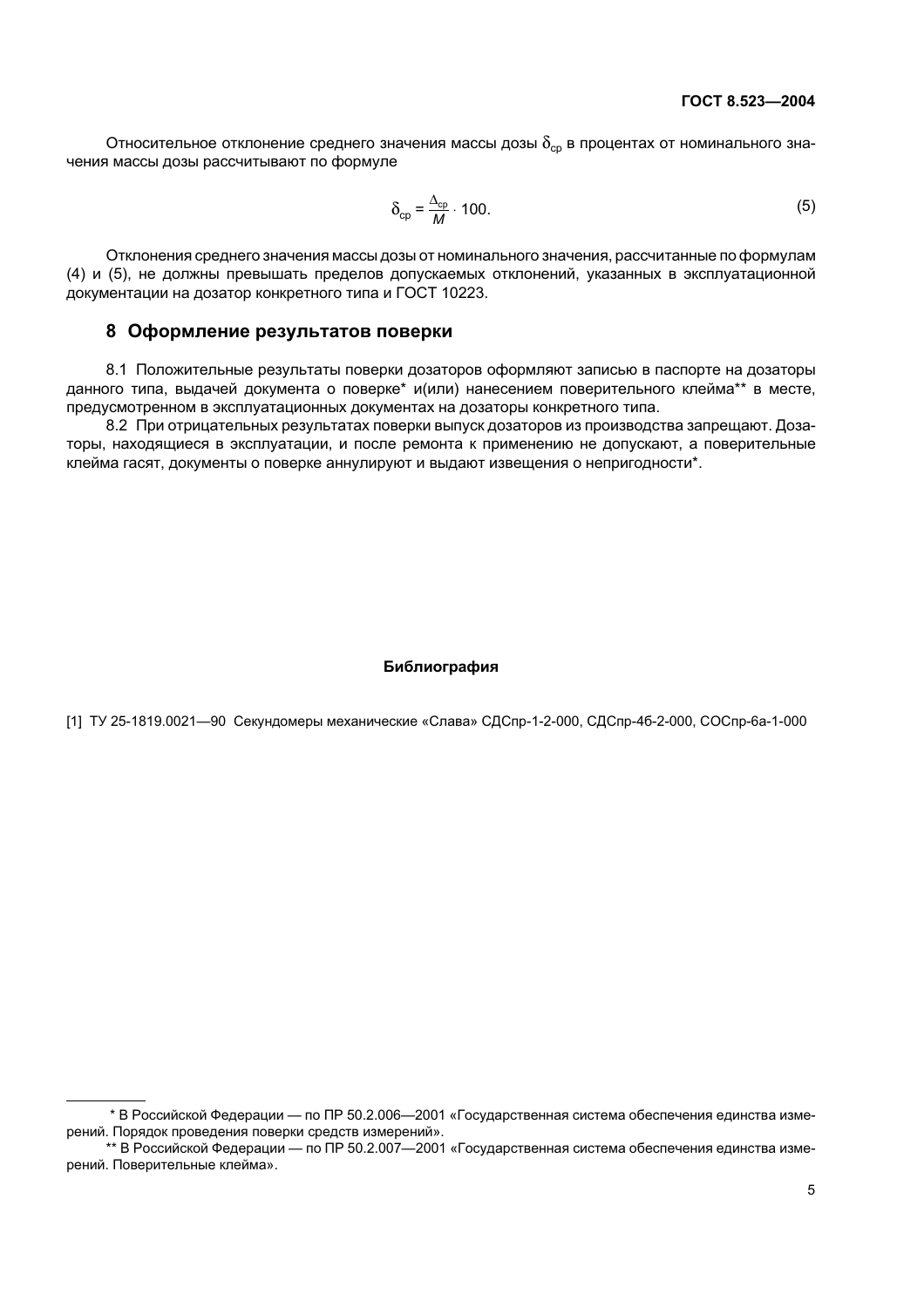Относительное отклонение среднего значения массы дозы $\delta_{ср}$ в процентах от номинального значения массы дозы рассчитывают по формуле

$$\delta_{ср} = \frac{\Delta_{ср}}{M} \cdot 100. \tag{5}$$

Отклонения среднего значения массы дозы от номинального значения, рассчитанные по формулам (4) и (5), не должны превышать пределов допускаемых отклонений, указанных в эксплуатационной документации на дозатор конкретного типа и ГОСТ 10223.

## 8 Оформление результатов поверки

8.1 Положительные результаты поверки дозаторов оформляют записью в паспорте на дозаторы данного типа, выдачей документа о поверке* и(или) нанесением поверительного клейма** в месте, предусмотренном в эксплуатационных документах на дозаторы конкретного типа.

8.2 При отрицательных результатах поверки выпуск дозаторов из производства запрещают. Дозаторы, находящиеся в эксплуатации, и после ремонта к применению не допускают, а поверительные клейма гасят, документы о поверке аннулируют и выдают извещения о непригодности*.

**Библиография**

[1] ТУ 25-1819.0021—90 Секундомеры механические «Слава» СДСпр-1-2-000, СДСпр-4б-2-000, СОСпр-6а-1-000

---

\* В Российской Федерации — по ПР 50.2.006—2001 «Государственная система обеспечения единства измерений. Порядок проведения поверки средств измерений».

\*\* В Российской Федерации — по ПР 50.2.007—2001 «Государственная система обеспечения единства измерений. Поверительные клейма».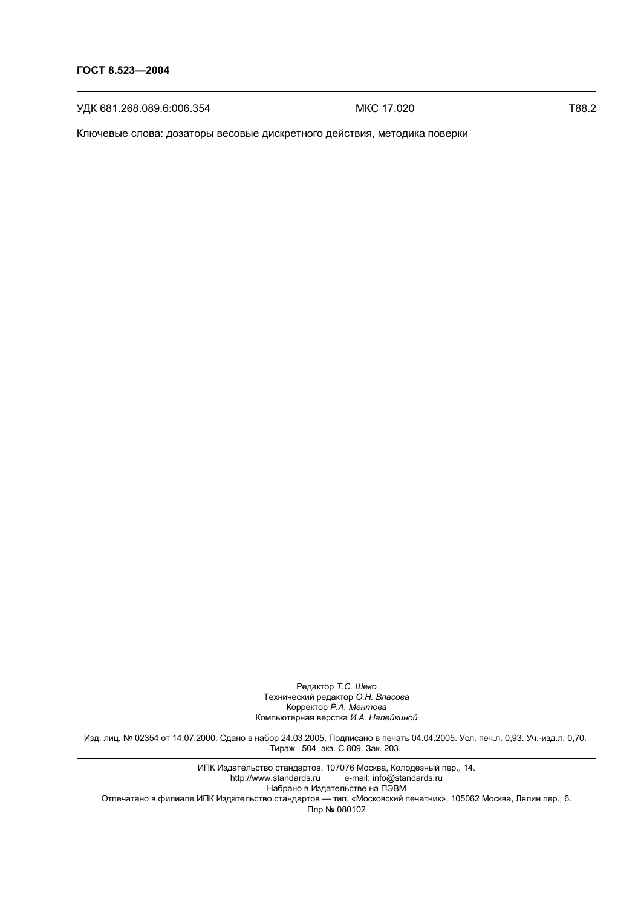УДК 681.268.089.6:006.354 МКС 17.020 Т88.2

Ключевые слова: дозаторы весовые дискретного действия, методика поверки

Редактор *Т.С. Шеко*
Технический редактор *О.Н. Власова*
Корректор *Р.А. Ментова*
Компьютерная верстка *И.А. Налейкиной*

Изд. лиц. № 02354 от 14.07.2000. Сдано в набор 24.03.2005. Подписано в печать 04.04.2005. Усл. печ.л. 0,93. Уч.-изд.л. 0,70. Тираж 504 экз. С 809. Зак. 203.

ИПК Издательство стандартов, 107076 Москва, Колодезный пер., 14.
http://www.standards.ru e-mail: info@standards.ru
Набрано в Издательстве на ПЭВМ
Отпечатано в филиале ИПК Издательство стандартов — тип. «Московский печатник», 105062 Москва, Лялин пер., 6.
Плр № 080102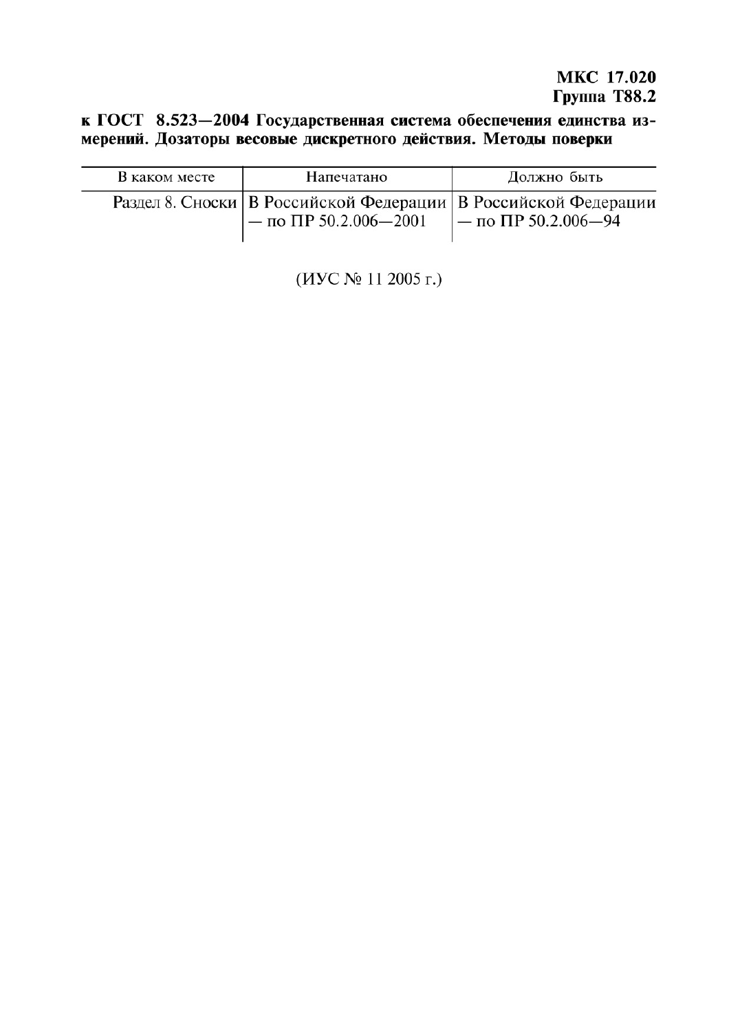**МКС 17.020**
**Группа Т88.2**

**к ГОСТ 8.523—2004 Государственная система обеспечения единства измерений. Дозаторы весовые дискретного действия. Методы поверки**

| В каком месте | Напечатано | Должно быть |
| --- | --- | --- |
| Раздел 8. Сноски | В Российской Федерации — по ПР 50.2.006—2001 | В Российской Федерации — по ПР 50.2.006—94 |

(ИУС № 11 2005 г.)